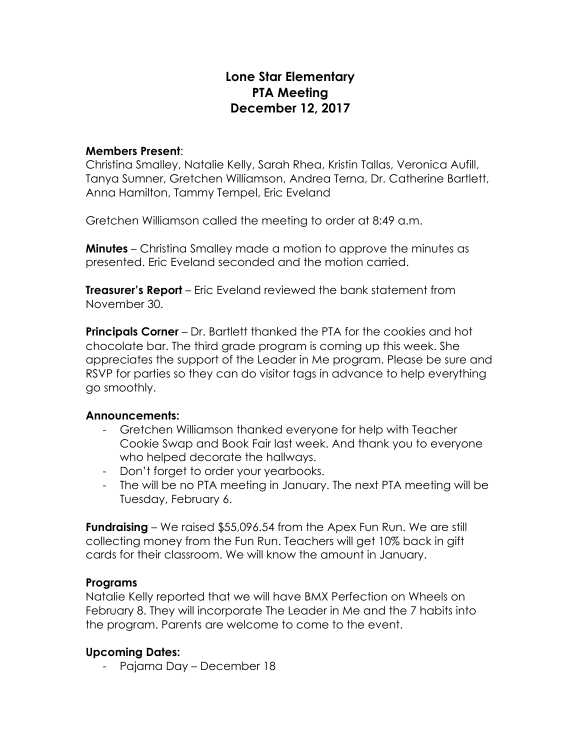# Lone Star Elementary
# PTA Meeting
# December 12, 2017

**Members Present**:
Christina Smalley, Natalie Kelly, Sarah Rhea, Kristin Tallas, Veronica Aufill, Tanya Sumner, Gretchen Williamson, Andrea Terna, Dr. Catherine Bartlett, Anna Hamilton, Tammy Tempel, Eric Eveland

Gretchen Williamson called the meeting to order at 8:49 a.m.

**Minutes** – Christina Smalley made a motion to approve the minutes as presented. Eric Eveland seconded and the motion carried.

**Treasurer's Report** – Eric Eveland reviewed the bank statement from November 30.

**Principals Corner** – Dr. Bartlett thanked the PTA for the cookies and hot chocolate bar. The third grade program is coming up this week. She appreciates the support of the Leader in Me program. Please be sure and RSVP for parties so they can do visitor tags in advance to help everything go smoothly.

**Announcements:**

- Gretchen Williamson thanked everyone for help with Teacher Cookie Swap and Book Fair last week. And thank you to everyone who helped decorate the hallways.
- Don't forget to order your yearbooks.
- The will be no PTA meeting in January. The next PTA meeting will be Tuesday, February 6.

**Fundraising** – We raised $55,096.54 from the Apex Fun Run. We are still collecting money from the Fun Run. Teachers will get 10% back in gift cards for their classroom. We will know the amount in January.

**Programs**

Natalie Kelly reported that we will have BMX Perfection on Wheels on February 8. They will incorporate The Leader in Me and the 7 habits into the program. Parents are welcome to come to the event.

**Upcoming Dates:**

- Pajama Day – December 18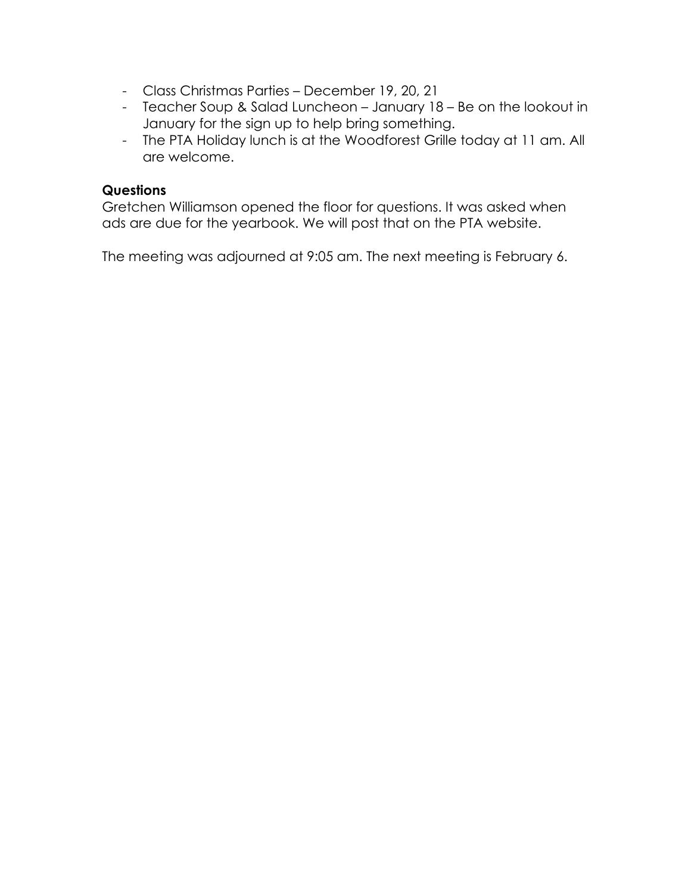- Class Christmas Parties – December 19, 20, 21
- Teacher Soup & Salad Luncheon – January 18 – Be on the lookout in January for the sign up to help bring something.
- The PTA Holiday lunch is at the Woodforest Grille today at 11 am. All are welcome.

**Questions**

Gretchen Williamson opened the floor for questions. It was asked when ads are due for the yearbook. We will post that on the PTA website.

The meeting was adjourned at 9:05 am. The next meeting is February 6.